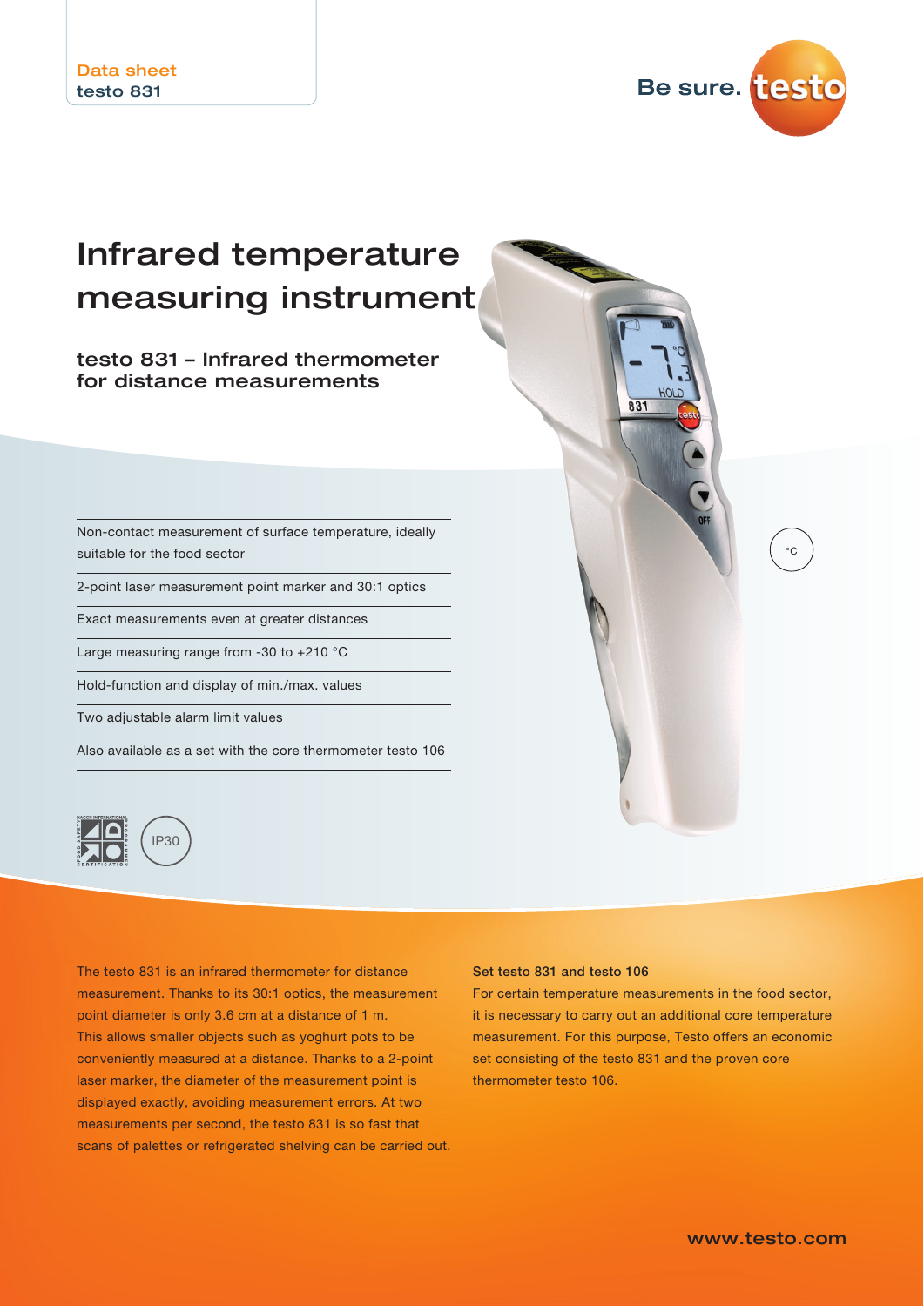Data sheet
testo 831

Be sure. testo

# Infrared temperature measuring instrument

## testo 831 – Infrared thermometer for distance measurements

- Non-contact measurement of surface temperature, ideally suitable for the food sector
- 2-point laser measurement point marker and 30:1 optics
- Exact measurements even at greater distances
- Large measuring range from -30 to +210 °C
- Hold-function and display of min./max. values
- Two adjustable alarm limit values
- Also available as a set with the core thermometer testo 106

°C

IP30

The testo 831 is an infrared thermometer for distance measurement. Thanks to its 30:1 optics, the measurement point diameter is only 3.6 cm at a distance of 1 m. This allows smaller objects such as yoghurt pots to be conveniently measured at a distance. Thanks to a 2-point laser marker, the diameter of the measurement point is displayed exactly, avoiding measurement errors. At two measurements per second, the testo 831 is so fast that scans of palettes or refrigerated shelving can be carried out.

**Set testo 831 and testo 106**

For certain temperature measurements in the food sector, it is necessary to carry out an additional core temperature measurement. For this purpose, Testo offers an economic set consisting of the testo 831 and the proven core thermometer testo 106.

www.testo.com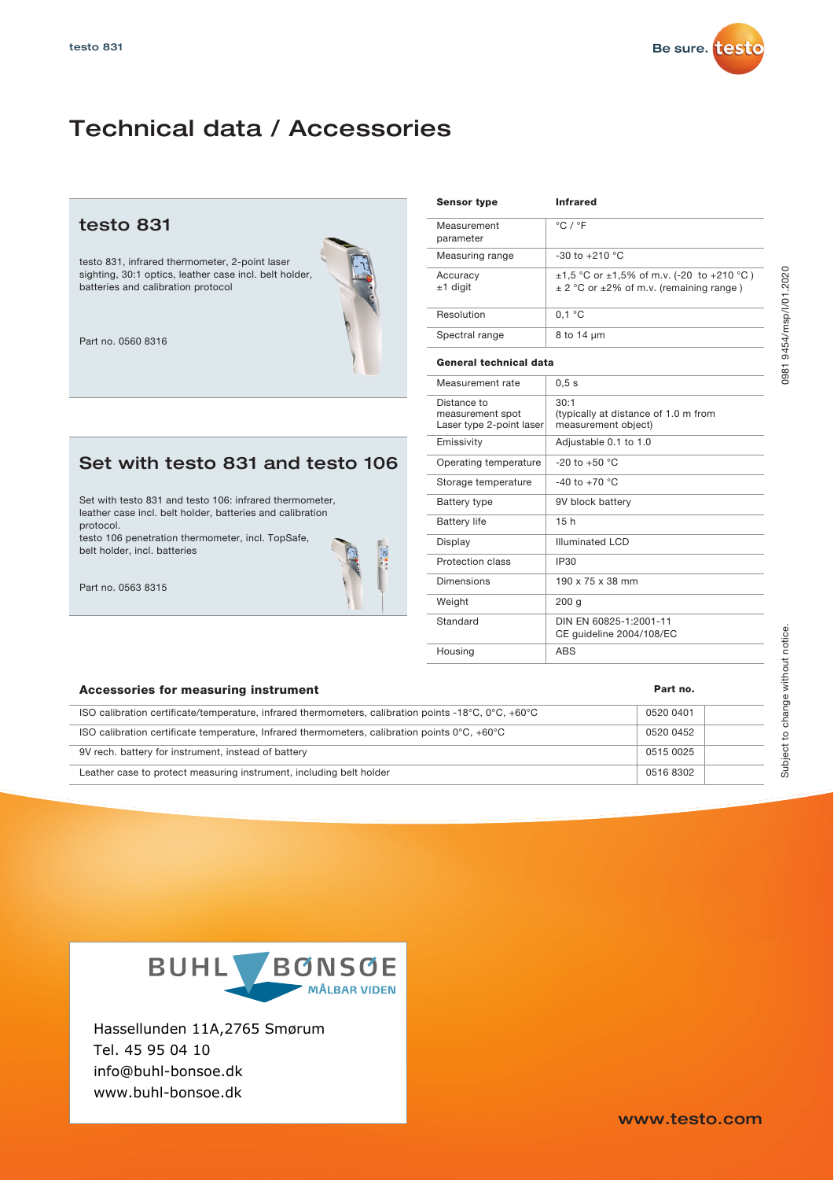# Technical data / Accessories

## testo 831

testo 831, infrared thermometer, 2-point laser sighting, 30:1 optics, leather case incl. belt holder, batteries and calibration protocol

Part no. 0560 8316

## Set with testo 831 and testo 106

Set with testo 831 and testo 106: infrared thermometer, leather case incl. belt holder, batteries and calibration protocol.
testo 106 penetration thermometer, incl. TopSafe, belt holder, incl. batteries

Part no. 0563 8315

| Sensor type | Infrared |
|---|---|
| Measurement parameter | °C / °F |
| Measuring range | -30 to +210 °C |
| Accuracy ±1 digit | ±1,5 °C or ±1,5% of m.v. (-20 to +210 °C ) ± 2 °C or ±2% of m.v. (remaining range ) |
| Resolution | 0,1 °C |
| Spectral range | 8 to 14 µm |

**General technical data**

| | |
|---|---|
| Measurement rate | 0,5 s |
| Distance to measurement spot Laser type 2-point laser | 30:1 (typically at distance of 1.0 m from measurement object) |
| Emissivity | Adjustable 0.1 to 1.0 |
| Operating temperature | -20 to +50 °C |
| Storage temperature | -40 to +70 °C |
| Battery type | 9V block battery |
| Battery life | 15 h |
| Display | Illuminated LCD |
| Protection class | IP30 |
| Dimensions | 190 x 75 x 38 mm |
| Weight | 200 g |
| Standard | DIN EN 60825-1:2001-11 CE guideline 2004/108/EC |
| Housing | ABS |

| Accessories for measuring instrument | Part no. |
|---|---|
| ISO calibration certificate/temperature, infrared thermometers, calibration points -18°C, 0°C, +60°C | 0520 0401 |
| ISO calibration certificate temperature, Infrared thermometers, calibration points 0°C, +60°C | 0520 0452 |
| 9V rech. battery for instrument, instead of battery | 0515 0025 |
| Leather case to protect measuring instrument, including belt holder | 0516 8302 |

0981 9454/msp/I/01.2020

Subject to change without notice.

BUHL BØNSOE MÅLBAR VIDEN

Hassellunden 11A,2765 Smørum
Tel. 45 95 04 10
info@buhl-bonsoe.dk
www.buhl-bonsoe.dk

www.testo.com